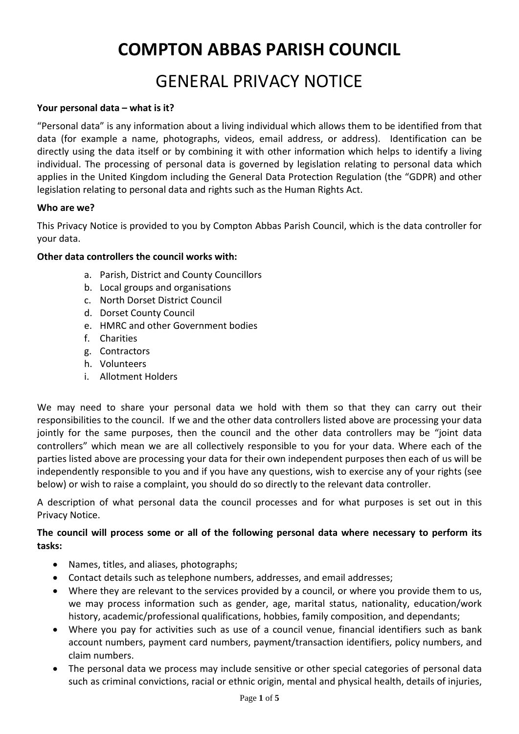# COMPTON ABBAS PARISH COUNCIL

## GENERAL PRIVACY NOTICE

**Your personal data – what is it?**

"Personal data" is any information about a living individual which allows them to be identified from that data (for example a name, photographs, videos, email address, or address). Identification can be directly using the data itself or by combining it with other information which helps to identify a living individual. The processing of personal data is governed by legislation relating to personal data which applies in the United Kingdom including the General Data Protection Regulation (the "GDPR) and other legislation relating to personal data and rights such as the Human Rights Act.

**Who are we?**

This Privacy Notice is provided to you by Compton Abbas Parish Council, which is the data controller for your data.

**Other data controllers the council works with:**

a. Parish, District and County Councillors
b. Local groups and organisations
c. North Dorset District Council
d. Dorset County Council
e. HMRC and other Government bodies
f. Charities
g. Contractors
h. Volunteers
i. Allotment Holders

We may need to share your personal data we hold with them so that they can carry out their responsibilities to the council. If we and the other data controllers listed above are processing your data jointly for the same purposes, then the council and the other data controllers may be "joint data controllers" which mean we are all collectively responsible to you for your data. Where each of the parties listed above are processing your data for their own independent purposes then each of us will be independently responsible to you and if you have any questions, wish to exercise any of your rights (see below) or wish to raise a complaint, you should do so directly to the relevant data controller.

A description of what personal data the council processes and for what purposes is set out in this Privacy Notice.

**The council will process some or all of the following personal data where necessary to perform its tasks:**

- Names, titles, and aliases, photographs;
- Contact details such as telephone numbers, addresses, and email addresses;
- Where they are relevant to the services provided by a council, or where you provide them to us, we may process information such as gender, age, marital status, nationality, education/work history, academic/professional qualifications, hobbies, family composition, and dependants;
- Where you pay for activities such as use of a council venue, financial identifiers such as bank account numbers, payment card numbers, payment/transaction identifiers, policy numbers, and claim numbers.
- The personal data we process may include sensitive or other special categories of personal data such as criminal convictions, racial or ethnic origin, mental and physical health, details of injuries,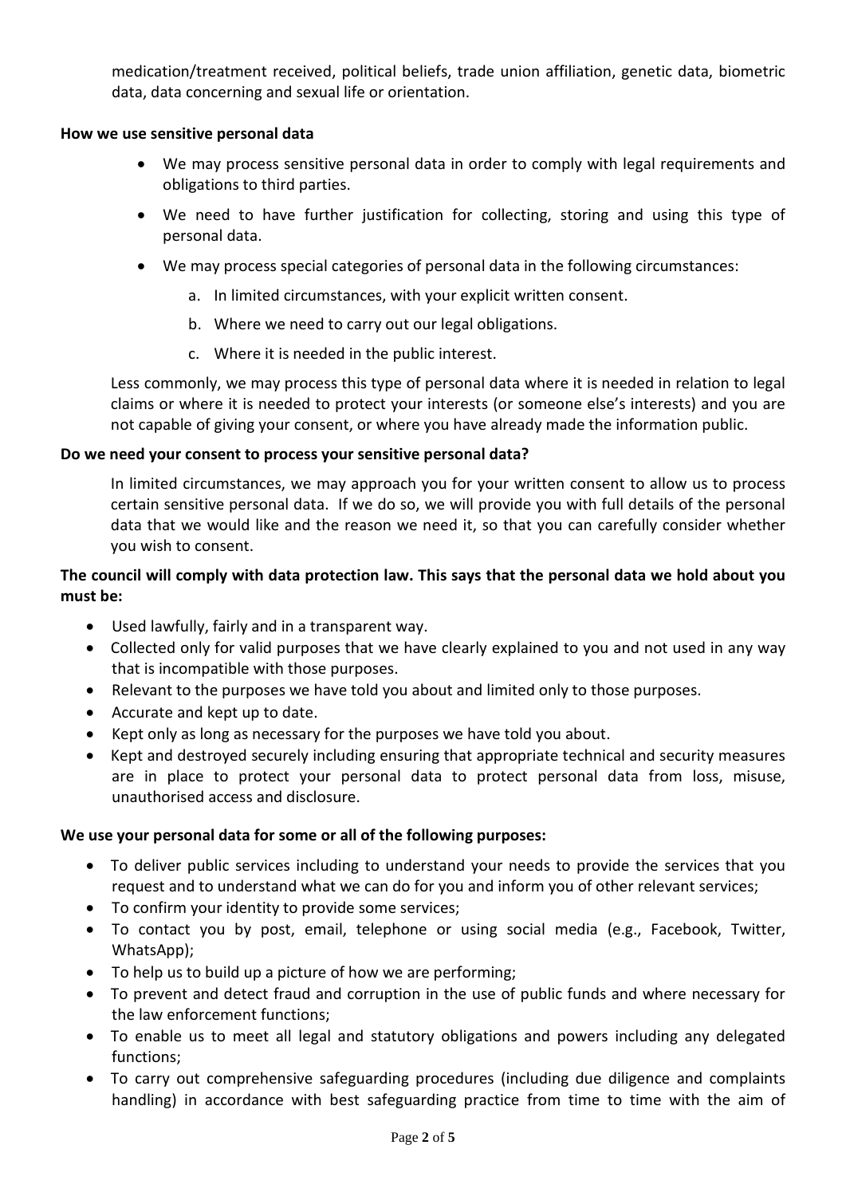medication/treatment received, political beliefs, trade union affiliation, genetic data, biometric data, data concerning and sexual life or orientation.

**How we use sensitive personal data**

- We may process sensitive personal data in order to comply with legal requirements and obligations to third parties.
- We need to have further justification for collecting, storing and using this type of personal data.
- We may process special categories of personal data in the following circumstances:
    a. In limited circumstances, with your explicit written consent.
    b. Where we need to carry out our legal obligations.
    c. Where it is needed in the public interest.

Less commonly, we may process this type of personal data where it is needed in relation to legal claims or where it is needed to protect your interests (or someone else's interests) and you are not capable of giving your consent, or where you have already made the information public.

**Do we need your consent to process your sensitive personal data?**

In limited circumstances, we may approach you for your written consent to allow us to process certain sensitive personal data. If we do so, we will provide you with full details of the personal data that we would like and the reason we need it, so that you can carefully consider whether you wish to consent.

**The council will comply with data protection law. This says that the personal data we hold about you must be:**

- Used lawfully, fairly and in a transparent way.
- Collected only for valid purposes that we have clearly explained to you and not used in any way that is incompatible with those purposes.
- Relevant to the purposes we have told you about and limited only to those purposes.
- Accurate and kept up to date.
- Kept only as long as necessary for the purposes we have told you about.
- Kept and destroyed securely including ensuring that appropriate technical and security measures are in place to protect your personal data to protect personal data from loss, misuse, unauthorised access and disclosure.

**We use your personal data for some or all of the following purposes:**

- To deliver public services including to understand your needs to provide the services that you request and to understand what we can do for you and inform you of other relevant services;
- To confirm your identity to provide some services;
- To contact you by post, email, telephone or using social media (e.g., Facebook, Twitter, WhatsApp);
- To help us to build up a picture of how we are performing;
- To prevent and detect fraud and corruption in the use of public funds and where necessary for the law enforcement functions;
- To enable us to meet all legal and statutory obligations and powers including any delegated functions;
- To carry out comprehensive safeguarding procedures (including due diligence and complaints handling) in accordance with best safeguarding practice from time to time with the aim of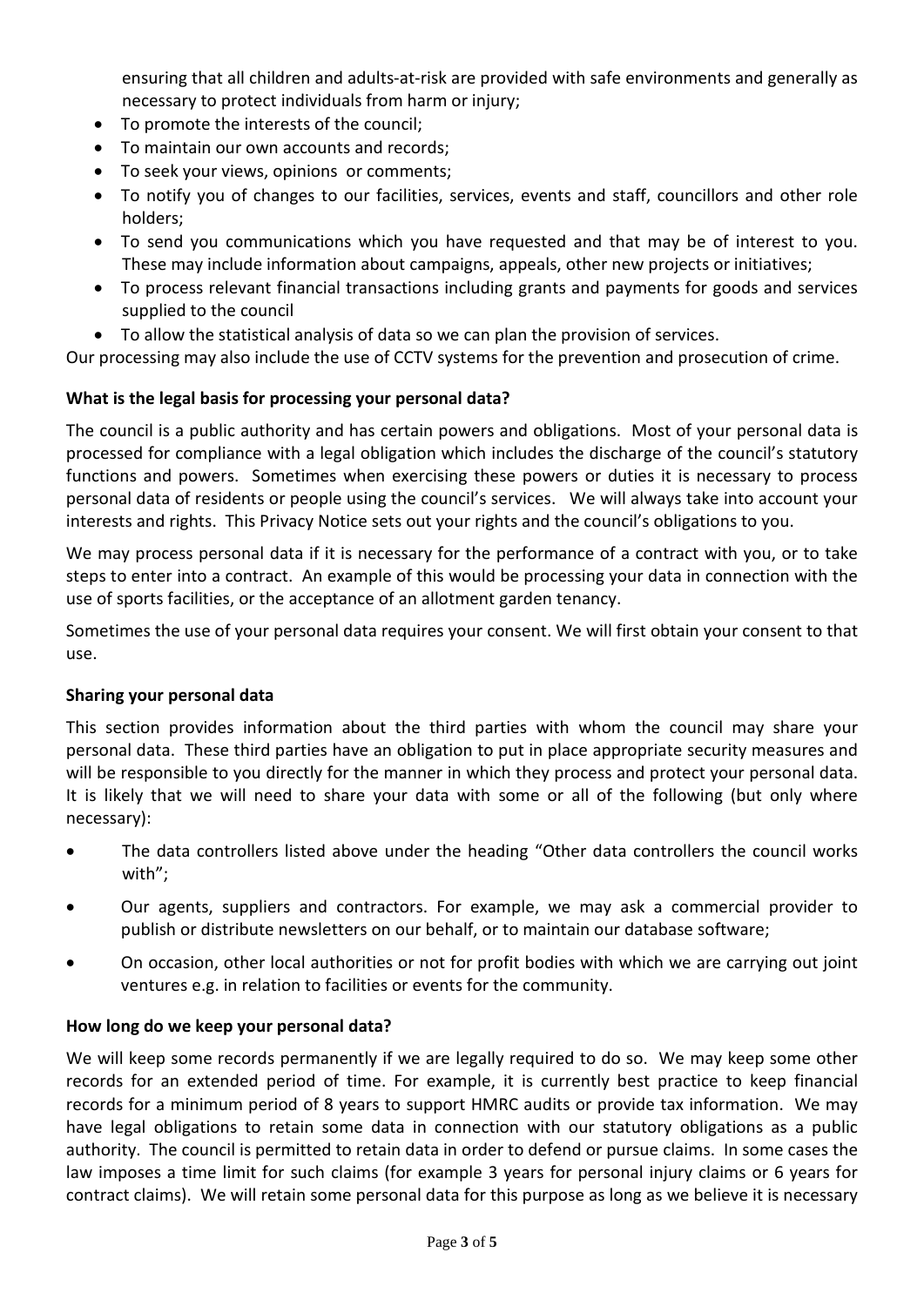ensuring that all children and adults-at-risk are provided with safe environments and generally as necessary to protect individuals from harm or injury;

- To promote the interests of the council;
- To maintain our own accounts and records;
- To seek your views, opinions or comments;
- To notify you of changes to our facilities, services, events and staff, councillors and other role holders;
- To send you communications which you have requested and that may be of interest to you. These may include information about campaigns, appeals, other new projects or initiatives;
- To process relevant financial transactions including grants and payments for goods and services supplied to the council
- To allow the statistical analysis of data so we can plan the provision of services.

Our processing may also include the use of CCTV systems for the prevention and prosecution of crime.

**What is the legal basis for processing your personal data?**

The council is a public authority and has certain powers and obligations. Most of your personal data is processed for compliance with a legal obligation which includes the discharge of the council's statutory functions and powers. Sometimes when exercising these powers or duties it is necessary to process personal data of residents or people using the council's services. We will always take into account your interests and rights. This Privacy Notice sets out your rights and the council's obligations to you.

We may process personal data if it is necessary for the performance of a contract with you, or to take steps to enter into a contract. An example of this would be processing your data in connection with the use of sports facilities, or the acceptance of an allotment garden tenancy.

Sometimes the use of your personal data requires your consent. We will first obtain your consent to that use.

**Sharing your personal data**

This section provides information about the third parties with whom the council may share your personal data. These third parties have an obligation to put in place appropriate security measures and will be responsible to you directly for the manner in which they process and protect your personal data. It is likely that we will need to share your data with some or all of the following (but only where necessary):

- The data controllers listed above under the heading "Other data controllers the council works with";
- Our agents, suppliers and contractors. For example, we may ask a commercial provider to publish or distribute newsletters on our behalf, or to maintain our database software;
- On occasion, other local authorities or not for profit bodies with which we are carrying out joint ventures e.g. in relation to facilities or events for the community.

**How long do we keep your personal data?**

We will keep some records permanently if we are legally required to do so. We may keep some other records for an extended period of time. For example, it is currently best practice to keep financial records for a minimum period of 8 years to support HMRC audits or provide tax information. We may have legal obligations to retain some data in connection with our statutory obligations as a public authority. The council is permitted to retain data in order to defend or pursue claims. In some cases the law imposes a time limit for such claims (for example 3 years for personal injury claims or 6 years for contract claims). We will retain some personal data for this purpose as long as we believe it is necessary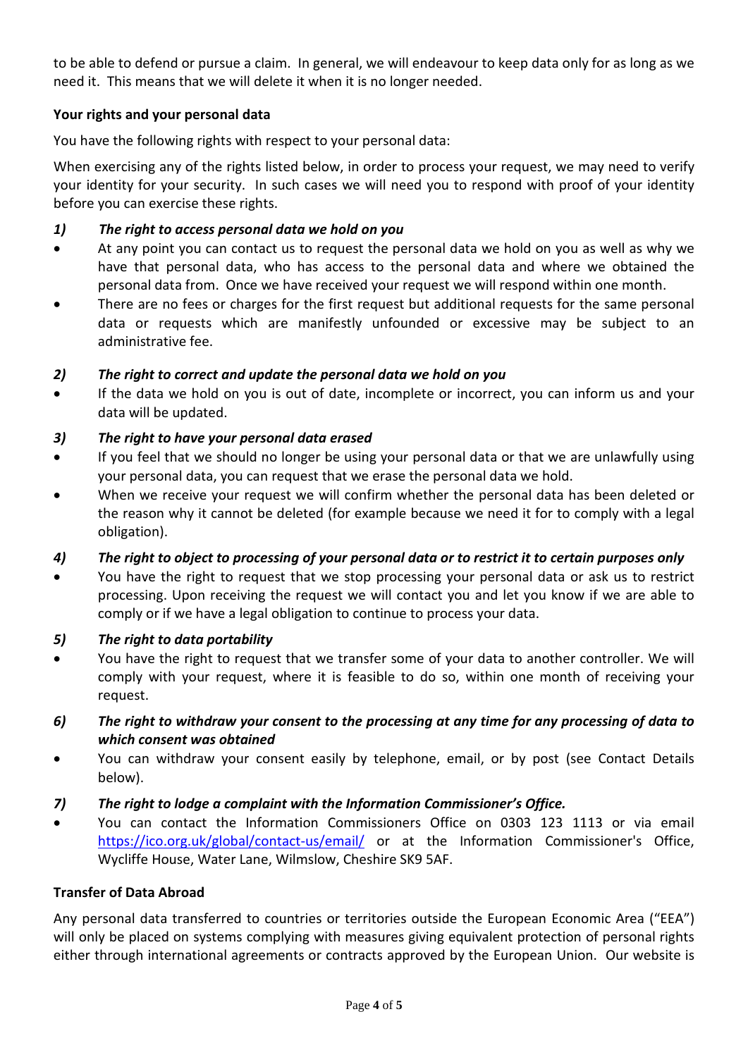to be able to defend or pursue a claim. In general, we will endeavour to keep data only for as long as we need it. This means that we will delete it when it is no longer needed.

**Your rights and your personal data**

You have the following rights with respect to your personal data:

When exercising any of the rights listed below, in order to process your request, we may need to verify your identity for your security. In such cases we will need you to respond with proof of your identity before you can exercise these rights.

***1) The right to access personal data we hold on you***

- At any point you can contact us to request the personal data we hold on you as well as why we have that personal data, who has access to the personal data and where we obtained the personal data from. Once we have received your request we will respond within one month.
- There are no fees or charges for the first request but additional requests for the same personal data or requests which are manifestly unfounded or excessive may be subject to an administrative fee.

***2) The right to correct and update the personal data we hold on you***

- If the data we hold on you is out of date, incomplete or incorrect, you can inform us and your data will be updated.

***3) The right to have your personal data erased***

- If you feel that we should no longer be using your personal data or that we are unlawfully using your personal data, you can request that we erase the personal data we hold.
- When we receive your request we will confirm whether the personal data has been deleted or the reason why it cannot be deleted (for example because we need it for to comply with a legal obligation).

***4) The right to object to processing of your personal data or to restrict it to certain purposes only***

- You have the right to request that we stop processing your personal data or ask us to restrict processing. Upon receiving the request we will contact you and let you know if we are able to comply or if we have a legal obligation to continue to process your data.

***5) The right to data portability***

- You have the right to request that we transfer some of your data to another controller. We will comply with your request, where it is feasible to do so, within one month of receiving your request.

***6) The right to withdraw your consent to the processing at any time for any processing of data to which consent was obtained***

- You can withdraw your consent easily by telephone, email, or by post (see Contact Details below).

***7) The right to lodge a complaint with the Information Commissioner's Office.***

- You can contact the Information Commissioners Office on 0303 123 1113 or via email https://ico.org.uk/global/contact-us/email/ or at the Information Commissioner's Office, Wycliffe House, Water Lane, Wilmslow, Cheshire SK9 5AF.

**Transfer of Data Abroad**

Any personal data transferred to countries or territories outside the European Economic Area ("EEA") will only be placed on systems complying with measures giving equivalent protection of personal rights either through international agreements or contracts approved by the European Union. Our website is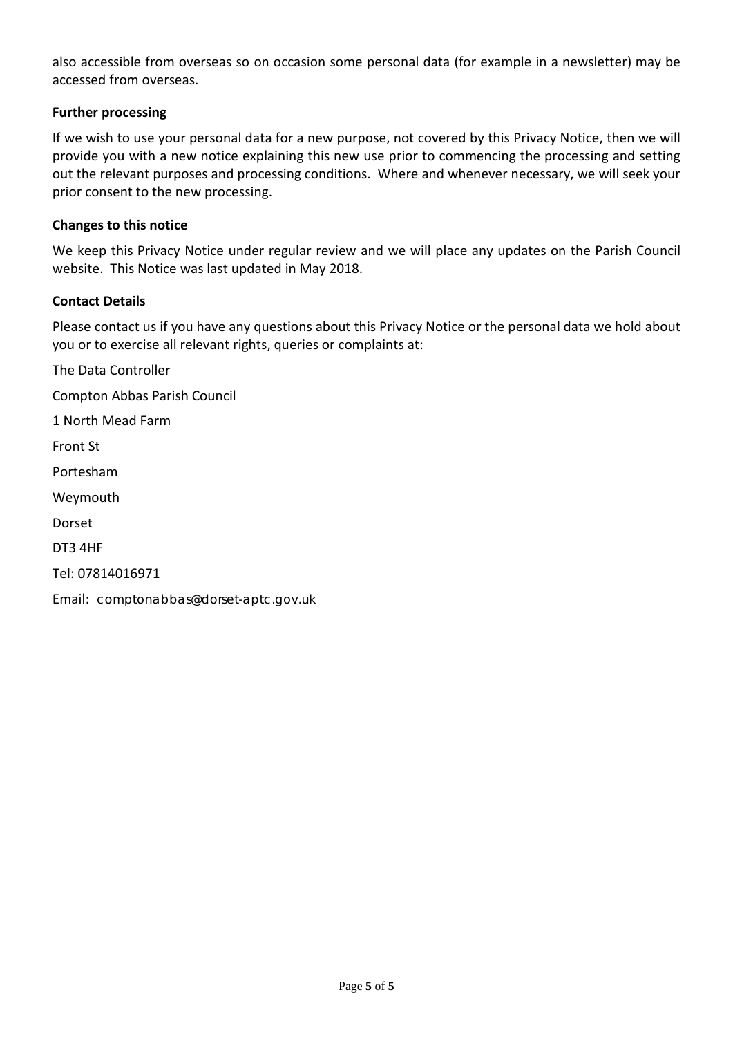also accessible from overseas so on occasion some personal data (for example in a newsletter) may be accessed from overseas.

**Further processing**

If we wish to use your personal data for a new purpose, not covered by this Privacy Notice, then we will provide you with a new notice explaining this new use prior to commencing the processing and setting out the relevant purposes and processing conditions. Where and whenever necessary, we will seek your prior consent to the new processing.

**Changes to this notice**

We keep this Privacy Notice under regular review and we will place any updates on the Parish Council website. This Notice was last updated in May 2018.

**Contact Details**

Please contact us if you have any questions about this Privacy Notice or the personal data we hold about you or to exercise all relevant rights, queries or complaints at:

The Data Controller

Compton Abbas Parish Council

1 North Mead Farm

Front St

Portesham

Weymouth

Dorset

DT3 4HF

Tel: 07814016971

Email: comptonabbas@dorset-aptc.gov.uk